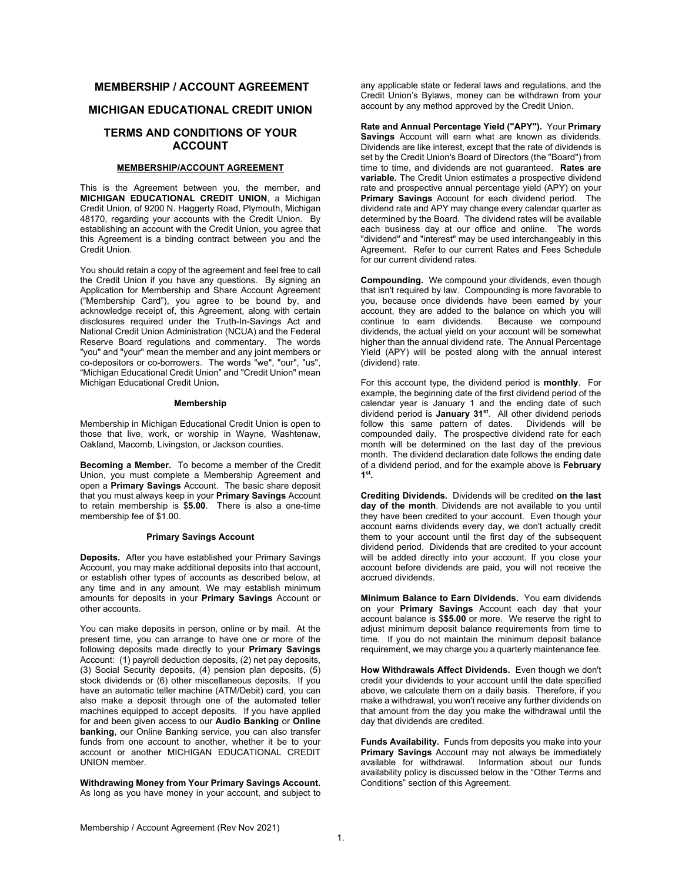# MEMBERSHIP / ACCOUNT AGREEMENT

# MICHIGAN EDUCATIONAL CREDIT UNION

# TERMS AND CONDITIONS OF YOUR ACCOUNT

## MEMBERSHIP/ACCOUNT AGREEMENT

This is the Agreement between you, the member, and **MICHIGAN EDUCATIONAL CREDIT UNION**, a Michigan Credit Union, of 9200 N. Haggerty Road, Plymouth, Michigan 48170, regarding your accounts with the Credit Union. By establishing an account with the Credit Union, you agree that this Agreement is a binding contract between you and the Credit Union.

You should retain a copy of the agreement and feel free to call the Credit Union if you have any questions. By signing an Application for Membership and Share Account Agreement ("Membership Card"), you agree to be bound by, and acknowledge receipt of, this Agreement, along with certain disclosures required under the Truth-In-Savings Act and National Credit Union Administration (NCUA) and the Federal Reserve Board regulations and commentary. The words "you" and "your" mean the member and any joint members or co-depositors or co-borrowers. The words "we", "our", "us", "Michigan Educational Credit Union" and "Credit Union" mean Michigan Educational Credit Union**.**

### Membership

Membership in Michigan Educational Credit Union is open to those that live, work, or worship in Wayne, Washtenaw, Oakland, Macomb, Livingston, or Jackson counties.

**Becoming a Member.** To become a member of the Credit Union, you must complete a Membership Agreement and open a **Primary Savings** Account. The basic share deposit that you must always keep in your **Primary Savings** Account to retain membership is $**5.00**. There is also a one-time membership fee of $1.00.

### Primary Savings Account

**Deposits.** After you have established your Primary Savings Account, you may make additional deposits into that account, or establish other types of accounts as described below, at any time and in any amount. We may establish minimum amounts for deposits in your **Primary Savings** Account or other accounts.

You can make deposits in person, online or by mail. At the present time, you can arrange to have one or more of the following deposits made directly to your **Primary Savings** Account: (1) payroll deduction deposits, (2) net pay deposits, (3) Social Security deposits, (4) pension plan deposits, (5) stock dividends or (6) other miscellaneous deposits. If you have an automatic teller machine (ATM/Debit) card, you can also make a deposit through one of the automated teller machines equipped to accept deposits. If you have applied for and been given access to our **Audio Banking** or **Online banking**, our Online Banking service, you can also transfer funds from one account to another, whether it be to your account or another MICHIGAN EDUCATIONAL CREDIT UNION member.

**Withdrawing Money from Your Primary Savings Account.** As long as you have money in your account, and subject to any applicable state or federal laws and regulations, and the Credit Union's Bylaws, money can be withdrawn from your account by any method approved by the Credit Union.

**Rate and Annual Percentage Yield ("APY").** Your **Primary Savings** Account will earn what are known as dividends. Dividends are like interest, except that the rate of dividends is set by the Credit Union's Board of Directors (the "Board") from time to time, and dividends are not guaranteed. **Rates are variable.** The Credit Union estimates a prospective dividend rate and prospective annual percentage yield (APY) on your **Primary Savings** Account for each dividend period. The dividend rate and APY may change every calendar quarter as determined by the Board. The dividend rates will be available each business day at our office and online. The words "dividend" and "interest" may be used interchangeably in this Agreement. Refer to our current Rates and Fees Schedule for our current dividend rates.

**Compounding.** We compound your dividends, even though that isn't required by law. Compounding is more favorable to you, because once dividends have been earned by your account, they are added to the balance on which you will continue to earn dividends. Because we compound dividends, the actual yield on your account will be somewhat higher than the annual dividend rate. The Annual Percentage Yield (APY) will be posted along with the annual interest (dividend) rate.

For this account type, the dividend period is **monthly**. For example, the beginning date of the first dividend period of the calendar year is January 1 and the ending date of such dividend period is **January 31st**. All other dividend periods follow this same pattern of dates. Dividends will be compounded daily. The prospective dividend rate for each month will be determined on the last day of the previous month. The dividend declaration date follows the ending date of a dividend period, and for the example above is **February 1st.**

**Crediting Dividends.** Dividends will be credited **on the last day of the month**. Dividends are not available to you until they have been credited to your account. Even though your account earns dividends every day, we don't actually credit them to your account until the first day of the subsequent dividend period. Dividends that are credited to your account will be added directly into your account. If you close your account before dividends are paid, you will not receive the accrued dividends.

**Minimum Balance to Earn Dividends.** You earn dividends on your **Primary Savings** Account each day that your account balance is $**$5.00** or more. We reserve the right to adjust minimum deposit balance requirements from time to time. If you do not maintain the minimum deposit balance requirement, we may charge you a quarterly maintenance fee.

**How Withdrawals Affect Dividends.** Even though we don't credit your dividends to your account until the date specified above, we calculate them on a daily basis. Therefore, if you make a withdrawal, you won't receive any further dividends on that amount from the day you make the withdrawal until the day that dividends are credited.

**Funds Availability.** Funds from deposits you make into your **Primary Savings** Account may not always be immediately available for withdrawal. Information about our funds availability policy is discussed below in the "Other Terms and Conditions" section of this Agreement.

Membership / Account Agreement (Rev Nov 2021)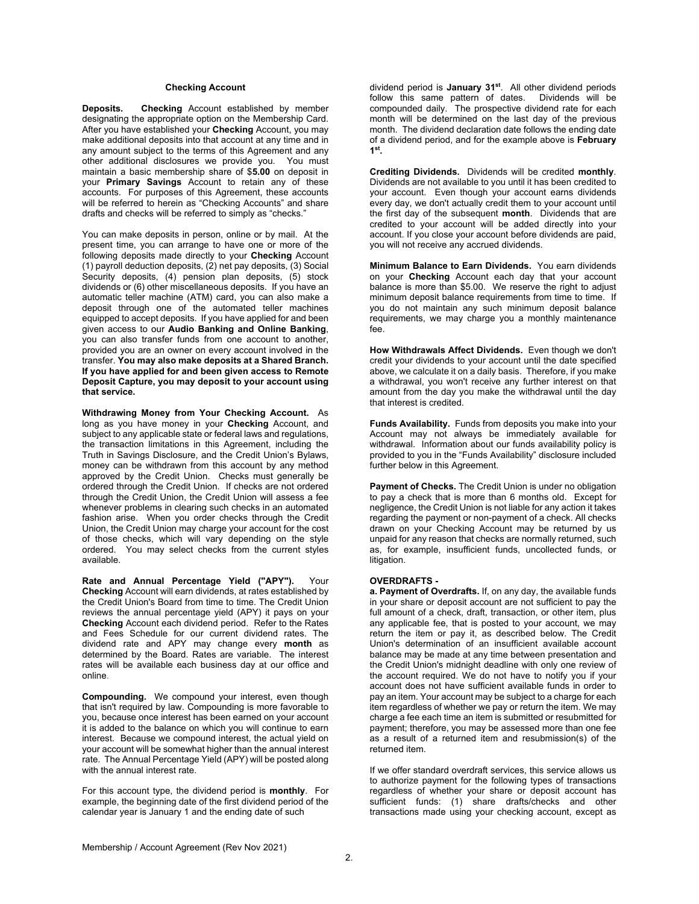### Checking Account

**Deposits.** **Checking** Account established by member designating the appropriate option on the Membership Card. After you have established your **Checking** Account, you may make additional deposits into that account at any time and in any amount subject to the terms of this Agreement and any other additional disclosures we provide you. You must maintain a basic membership share of $**5.00** on deposit in your **Primary Savings** Account to retain any of these accounts. For purposes of this Agreement, these accounts will be referred to herein as "Checking Accounts" and share drafts and checks will be referred to simply as "checks."

You can make deposits in person, online or by mail. At the present time, you can arrange to have one or more of the following deposits made directly to your **Checking** Account (1) payroll deduction deposits, (2) net pay deposits, (3) Social Security deposits, (4) pension plan deposits, (5) stock dividends or (6) other miscellaneous deposits. If you have an automatic teller machine (ATM) card, you can also make a deposit through one of the automated teller machines equipped to accept deposits. If you have applied for and been given access to our **Audio Banking and Online Banking**, you can also transfer funds from one account to another, provided you are an owner on every account involved in the transfer. **You may also make deposits at a Shared Branch. If you have applied for and been given access to Remote Deposit Capture, you may deposit to your account using that service.**

**Withdrawing Money from Your Checking Account.** As long as you have money in your **Checking** Account, and subject to any applicable state or federal laws and regulations, the transaction limitations in this Agreement, including the Truth in Savings Disclosure, and the Credit Union's Bylaws, money can be withdrawn from this account by any method approved by the Credit Union. Checks must generally be ordered through the Credit Union. If checks are not ordered through the Credit Union, the Credit Union will assess a fee whenever problems in clearing such checks in an automated fashion arise. When you order checks through the Credit Union, the Credit Union may charge your account for the cost of those checks, which will vary depending on the style ordered. You may select checks from the current styles available.

**Rate and Annual Percentage Yield ("APY").** Your **Checking** Account will earn dividends, at rates established by the Credit Union's Board from time to time. The Credit Union reviews the annual percentage yield (APY) it pays on your **Checking** Account each dividend period. Refer to the Rates and Fees Schedule for our current dividend rates. The dividend rate and APY may change every **month** as determined by the Board. Rates are variable. The interest rates will be available each business day at our office and online.

**Compounding.** We compound your interest, even though that isn't required by law. Compounding is more favorable to you, because once interest has been earned on your account it is added to the balance on which you will continue to earn interest. Because we compound interest, the actual yield on your account will be somewhat higher than the annual interest rate. The Annual Percentage Yield (APY) will be posted along with the annual interest rate.

For this account type, the dividend period is **monthly**. For example, the beginning date of the first dividend period of the calendar year is January 1 and the ending date of such dividend period is **January 31st**. All other dividend periods follow this same pattern of dates. Dividends will be compounded daily. The prospective dividend rate for each month will be determined on the last day of the previous month. The dividend declaration date follows the ending date of a dividend period, and for the example above is **February 1st.**

**Crediting Dividends.** Dividends will be credited **monthly**. Dividends are not available to you until it has been credited to your account. Even though your account earns dividends every day, we don't actually credit them to your account until the first day of the subsequent **month**. Dividends that are credited to your account will be added directly into your account. If you close your account before dividends are paid, you will not receive any accrued dividends.

**Minimum Balance to Earn Dividends.** You earn dividends on your **Checking** Account each day that your account balance is more than $5.00. We reserve the right to adjust minimum deposit balance requirements from time to time. If you do not maintain any such minimum deposit balance requirements, we may charge you a monthly maintenance fee.

**How Withdrawals Affect Dividends.** Even though we don't credit your dividends to your account until the date specified above, we calculate it on a daily basis. Therefore, if you make a withdrawal, you won't receive any further interest on that amount from the day you make the withdrawal until the day that interest is credited.

**Funds Availability.** Funds from deposits you make into your Account may not always be immediately available for withdrawal. Information about our funds availability policy is provided to you in the "Funds Availability" disclosure included further below in this Agreement.

**Payment of Checks.** The Credit Union is under no obligation to pay a check that is more than 6 months old. Except for negligence, the Credit Union is not liable for any action it takes regarding the payment or non-payment of a check. All checks drawn on your Checking Account may be returned by us unpaid for any reason that checks are normally returned, such as, for example, insufficient funds, uncollected funds, or litigation.

**OVERDRAFTS -**

**a. Payment of Overdrafts.** If, on any day, the available funds in your share or deposit account are not sufficient to pay the full amount of a check, draft, transaction, or other item, plus any applicable fee, that is posted to your account, we may return the item or pay it, as described below. The Credit Union's determination of an insufficient available account balance may be made at any time between presentation and the Credit Union's midnight deadline with only one review of the account required. We do not have to notify you if your account does not have sufficient available funds in order to pay an item. Your account may be subject to a charge for each item regardless of whether we pay or return the item. We may charge a fee each time an item is submitted or resubmitted for payment; therefore, you may be assessed more than one fee as a result of a returned item and resubmission(s) of the returned item.

If we offer standard overdraft services, this service allows us to authorize payment for the following types of transactions regardless of whether your share or deposit account has sufficient funds: (1) share drafts/checks and other transactions made using your checking account, except as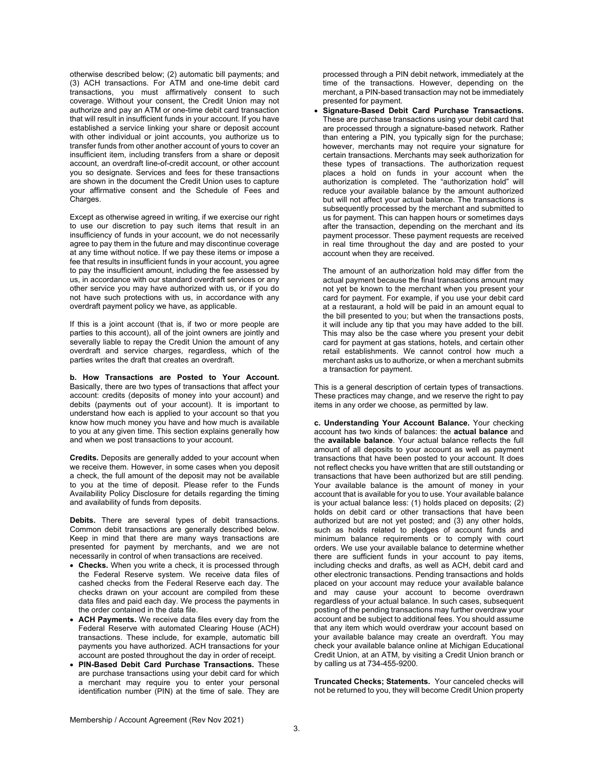otherwise described below; (2) automatic bill payments; and (3) ACH transactions. For ATM and one-time debit card transactions, you must affirmatively consent to such coverage. Without your consent, the Credit Union may not authorize and pay an ATM or one-time debit card transaction that will result in insufficient funds in your account. If you have established a service linking your share or deposit account with other individual or joint accounts, you authorize us to transfer funds from other another account of yours to cover an insufficient item, including transfers from a share or deposit account, an overdraft line-of-credit account, or other account you so designate. Services and fees for these transactions are shown in the document the Credit Union uses to capture your affirmative consent and the Schedule of Fees and Charges.

Except as otherwise agreed in writing, if we exercise our right to use our discretion to pay such items that result in an insufficiency of funds in your account, we do not necessarily agree to pay them in the future and may discontinue coverage at any time without notice. If we pay these items or impose a fee that results in insufficient funds in your account, you agree to pay the insufficient amount, including the fee assessed by us, in accordance with our standard overdraft services or any other service you may have authorized with us, or if you do not have such protections with us, in accordance with any overdraft payment policy we have, as applicable.

If this is a joint account (that is, if two or more people are parties to this account), all of the joint owners are jointly and severally liable to repay the Credit Union the amount of any overdraft and service charges, regardless, which of the parties writes the draft that creates an overdraft.

**b. How Transactions are Posted to Your Account.** Basically, there are two types of transactions that affect your account: credits (deposits of money into your account) and debits (payments out of your account). It is important to understand how each is applied to your account so that you know how much money you have and how much is available to you at any given time. This section explains generally how and when we post transactions to your account.

**Credits.** Deposits are generally added to your account when we receive them. However, in some cases when you deposit a check, the full amount of the deposit may not be available to you at the time of deposit. Please refer to the Funds Availability Policy Disclosure for details regarding the timing and availability of funds from deposits.

**Debits.** There are several types of debit transactions. Common debit transactions are generally described below. Keep in mind that there are many ways transactions are presented for payment by merchants, and we are not necessarily in control of when transactions are received.

- **Checks.** When you write a check, it is processed through the Federal Reserve system. We receive data files of cashed checks from the Federal Reserve each day. The checks drawn on your account are compiled from these data files and paid each day. We process the payments in the order contained in the data file.
- **ACH Payments.** We receive data files every day from the Federal Reserve with automated Clearing House (ACH) transactions. These include, for example, automatic bill payments you have authorized. ACH transactions for your account are posted throughout the day in order of receipt.
- **PIN-Based Debit Card Purchase Transactions.** These are purchase transactions using your debit card for which a merchant may require you to enter your personal identification number (PIN) at the time of sale. They are processed through a PIN debit network, immediately at the time of the transactions. However, depending on the merchant, a PIN-based transaction may not be immediately presented for payment.
- **Signature-Based Debit Card Purchase Transactions.** These are purchase transactions using your debit card that are processed through a signature-based network. Rather than entering a PIN, you typically sign for the purchase; however, merchants may not require your signature for certain transactions. Merchants may seek authorization for these types of transactions. The authorization request places a hold on funds in your account when the authorization is completed. The "authorization hold" will reduce your available balance by the amount authorized but will not affect your actual balance. The transactions is subsequently processed by the merchant and submitted to us for payment. This can happen hours or sometimes days after the transaction, depending on the merchant and its payment processor. These payment requests are received in real time throughout the day and are posted to your account when they are received.

  The amount of an authorization hold may differ from the actual payment because the final transactions amount may not yet be known to the merchant when you present your card for payment. For example, if you use your debit card at a restaurant, a hold will be paid in an amount equal to the bill presented to you; but when the transactions posts, it will include any tip that you may have added to the bill. This may also be the case where you present your debit card for payment at gas stations, hotels, and certain other retail establishments. We cannot control how much a merchant asks us to authorize, or when a merchant submits a transaction for payment.

This is a general description of certain types of transactions. These practices may change, and we reserve the right to pay items in any order we choose, as permitted by law.

**c. Understanding Your Account Balance.** Your checking account has two kinds of balances: the **actual balance** and the **available balance**. Your actual balance reflects the full amount of all deposits to your account as well as payment transactions that have been posted to your account. It does not reflect checks you have written that are still outstanding or transactions that have been authorized but are still pending. Your available balance is the amount of money in your account that is available for you to use. Your available balance is your actual balance less: (1) holds placed on deposits; (2) holds on debit card or other transactions that have been authorized but are not yet posted; and (3) any other holds, such as holds related to pledges of account funds and minimum balance requirements or to comply with court orders. We use your available balance to determine whether there are sufficient funds in your account to pay items, including checks and drafts, as well as ACH, debit card and other electronic transactions. Pending transactions and holds placed on your account may reduce your available balance and may cause your account to become overdrawn regardless of your actual balance. In such cases, subsequent posting of the pending transactions may further overdraw your account and be subject to additional fees. You should assume that any item which would overdraw your account based on your available balance may create an overdraft. You may check your available balance online at Michigan Educational Credit Union, at an ATM, by visiting a Credit Union branch or by calling us at 734-455-9200.

**Truncated Checks; Statements.** Your canceled checks will not be returned to you, they will become Credit Union property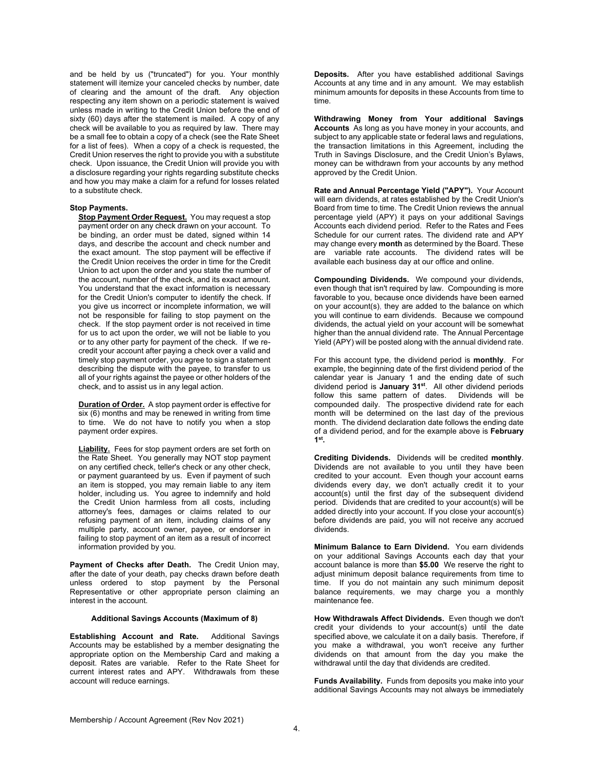and be held by us ("truncated") for you. Your monthly statement will itemize your canceled checks by number, date of clearing and the amount of the draft. Any objection respecting any item shown on a periodic statement is waived unless made in writing to the Credit Union before the end of sixty (60) days after the statement is mailed. A copy of any check will be available to you as required by law. There may be a small fee to obtain a copy of a check (see the Rate Sheet for a list of fees). When a copy of a check is requested, the Credit Union reserves the right to provide you with a substitute check. Upon issuance, the Credit Union will provide you with a disclosure regarding your rights regarding substitute checks and how you may make a claim for a refund for losses related to a substitute check.

**Stop Payments.**

**Stop Payment Order Request.** You may request a stop payment order on any check drawn on your account. To be binding, an order must be dated, signed within 14 days, and describe the account and check number and the exact amount. The stop payment will be effective if the Credit Union receives the order in time for the Credit Union to act upon the order and you state the number of the account, number of the check, and its exact amount. You understand that the exact information is necessary for the Credit Union's computer to identify the check. If you give us incorrect or incomplete information, we will not be responsible for failing to stop payment on the check. If the stop payment order is not received in time for us to act upon the order, we will not be liable to you or to any other party for payment of the check. If we re-credit your account after paying a check over a valid and timely stop payment order, you agree to sign a statement describing the dispute with the payee, to transfer to us all of your rights against the payee or other holders of the check, and to assist us in any legal action.

**Duration of Order.** A stop payment order is effective for six (6) months and may be renewed in writing from time to time. We do not have to notify you when a stop payment order expires.

**Liability.** Fees for stop payment orders are set forth on the Rate Sheet. You generally may NOT stop payment on any certified check, teller's check or any other check, or payment guaranteed by us. Even if payment of such an item is stopped, you may remain liable to any item holder, including us. You agree to indemnify and hold the Credit Union harmless from all costs, including attorney's fees, damages or claims related to our refusing payment of an item, including claims of any multiple party, account owner, payee, or endorser in failing to stop payment of an item as a result of incorrect information provided by you.

**Payment of Checks after Death.** The Credit Union may, after the date of your death, pay checks drawn before death unless ordered to stop payment by the Personal Representative or other appropriate person claiming an interest in the account.

### Additional Savings Accounts (Maximum of 8)

**Establishing Account and Rate.** Additional Savings Accounts may be established by a member designating the appropriate option on the Membership Card and making a deposit. Rates are variable. Refer to the Rate Sheet for current interest rates and APY. Withdrawals from these account will reduce earnings.

**Deposits.** After you have established additional Savings Accounts at any time and in any amount. We may establish minimum amounts for deposits in these Accounts from time to time.

**Withdrawing Money from Your additional Savings Accounts** As long as you have money in your accounts, and subject to any applicable state or federal laws and regulations, the transaction limitations in this Agreement, including the Truth in Savings Disclosure, and the Credit Union's Bylaws, money can be withdrawn from your accounts by any method approved by the Credit Union.

**Rate and Annual Percentage Yield ("APY").** Your Account will earn dividends, at rates established by the Credit Union's Board from time to time. The Credit Union reviews the annual percentage yield (APY) it pays on your additional Savings Accounts each dividend period. Refer to the Rates and Fees Schedule for our current rates. The dividend rate and APY may change every **month** as determined by the Board. These are variable rate accounts. The dividend rates will be available each business day at our office and online.

**Compounding Dividends.** We compound your dividends, even though that isn't required by law. Compounding is more favorable to you, because once dividends have been earned on your account(s), they are added to the balance on which you will continue to earn dividends. Because we compound dividends, the actual yield on your account will be somewhat higher than the annual dividend rate. The Annual Percentage Yield (APY) will be posted along with the annual dividend rate.

For this account type, the dividend period is **monthly**. For example, the beginning date of the first dividend period of the calendar year is January 1 and the ending date of such dividend period is **January 31st**. All other dividend periods follow this same pattern of dates. Dividends will be compounded daily. The prospective dividend rate for each month will be determined on the last day of the previous month. The dividend declaration date follows the ending date of a dividend period, and for the example above is **February 1st**.

**Crediting Dividends.** Dividends will be credited **monthly**. Dividends are not available to you until they have been credited to your account. Even though your account earns dividends every day, we don't actually credit it to your account(s) until the first day of the subsequent dividend period. Dividends that are credited to your account(s) will be added directly into your account. If you close your account(s) before dividends are paid, you will not receive any accrued dividends.

**Minimum Balance to Earn Dividend.** You earn dividends on your additional Savings Accounts each day that your account balance is more than **$5.00** We reserve the right to adjust minimum deposit balance requirements from time to time. If you do not maintain any such minimum deposit balance requirements, we may charge you a monthly maintenance fee.

**How Withdrawals Affect Dividends.** Even though we don't credit your dividends to your account(s) until the date specified above, we calculate it on a daily basis. Therefore, if you make a withdrawal, you won't receive any further dividends on that amount from the day you make the withdrawal until the day that dividends are credited.

**Funds Availability.** Funds from deposits you make into your additional Savings Accounts may not always be immediately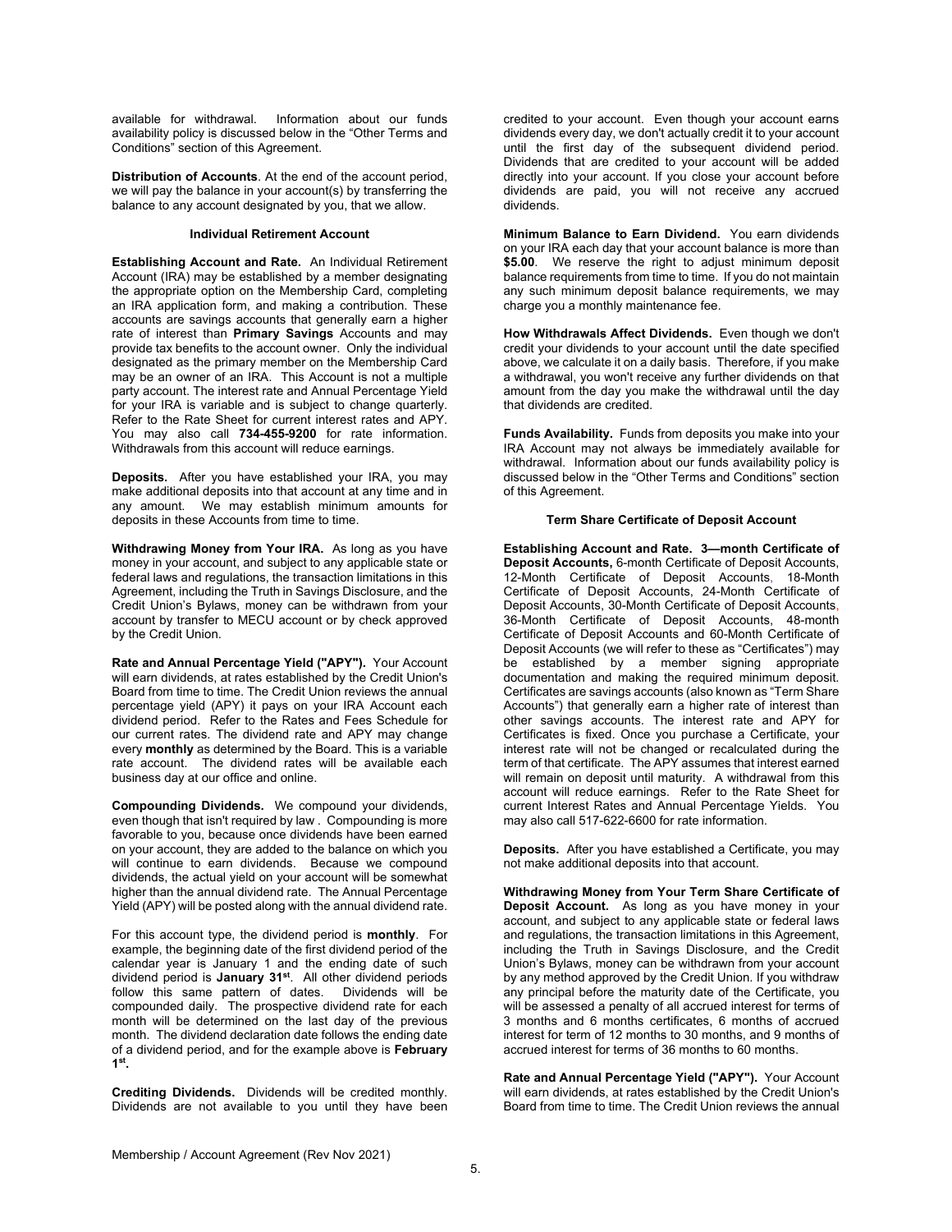available for withdrawal. Information about our funds availability policy is discussed below in the "Other Terms and Conditions" section of this Agreement.

**Distribution of Accounts**. At the end of the account period, we will pay the balance in your account(s) by transferring the balance to any account designated by you, that we allow.

### Individual Retirement Account

**Establishing Account and Rate.** An Individual Retirement Account (IRA) may be established by a member designating the appropriate option on the Membership Card, completing an IRA application form, and making a contribution. These accounts are savings accounts that generally earn a higher rate of interest than **Primary Savings** Accounts and may provide tax benefits to the account owner. Only the individual designated as the primary member on the Membership Card may be an owner of an IRA. This Account is not a multiple party account. The interest rate and Annual Percentage Yield for your IRA is variable and is subject to change quarterly. Refer to the Rate Sheet for current interest rates and APY. You may also call **734-455-9200** for rate information. Withdrawals from this account will reduce earnings.

**Deposits.** After you have established your IRA, you may make additional deposits into that account at any time and in any amount. We may establish minimum amounts for deposits in these Accounts from time to time.

**Withdrawing Money from Your IRA.** As long as you have money in your account, and subject to any applicable state or federal laws and regulations, the transaction limitations in this Agreement, including the Truth in Savings Disclosure, and the Credit Union's Bylaws, money can be withdrawn from your account by transfer to MECU account or by check approved by the Credit Union.

**Rate and Annual Percentage Yield ("APY").** Your Account will earn dividends, at rates established by the Credit Union's Board from time to time. The Credit Union reviews the annual percentage yield (APY) it pays on your IRA Account each dividend period. Refer to the Rates and Fees Schedule for our current rates. The dividend rate and APY may change every **monthly** as determined by the Board. This is a variable rate account. The dividend rates will be available each business day at our office and online.

**Compounding Dividends.** We compound your dividends, even though that isn't required by law . Compounding is more favorable to you, because once dividends have been earned on your account, they are added to the balance on which you will continue to earn dividends. Because we compound dividends, the actual yield on your account will be somewhat higher than the annual dividend rate. The Annual Percentage Yield (APY) will be posted along with the annual dividend rate.

For this account type, the dividend period is **monthly**. For example, the beginning date of the first dividend period of the calendar year is January 1 and the ending date of such dividend period is **January 31st**. All other dividend periods follow this same pattern of dates. Dividends will be compounded daily. The prospective dividend rate for each month will be determined on the last day of the previous month. The dividend declaration date follows the ending date of a dividend period, and for the example above is **February 1st.**

**Crediting Dividends.** Dividends will be credited monthly. Dividends are not available to you until they have been credited to your account. Even though your account earns dividends every day, we don't actually credit it to your account until the first day of the subsequent dividend period. Dividends that are credited to your account will be added directly into your account. If you close your account before dividends are paid, you will not receive any accrued dividends.

**Minimum Balance to Earn Dividend.** You earn dividends on your IRA each day that your account balance is more than **$5.00**. We reserve the right to adjust minimum deposit balance requirements from time to time. If you do not maintain any such minimum deposit balance requirements, we may charge you a monthly maintenance fee.

**How Withdrawals Affect Dividends.** Even though we don't credit your dividends to your account until the date specified above, we calculate it on a daily basis. Therefore, if you make a withdrawal, you won't receive any further dividends on that amount from the day you make the withdrawal until the day that dividends are credited.

**Funds Availability.** Funds from deposits you make into your IRA Account may not always be immediately available for withdrawal. Information about our funds availability policy is discussed below in the "Other Terms and Conditions" section of this Agreement.

### Term Share Certificate of Deposit Account

**Establishing Account and Rate. 3—month Certificate of Deposit Accounts,** 6-month Certificate of Deposit Accounts, 12-Month Certificate of Deposit Accounts, 18-Month Certificate of Deposit Accounts, 24-Month Certificate of Deposit Accounts, 30-Month Certificate of Deposit Accounts, 36-Month Certificate of Deposit Accounts, 48-month Certificate of Deposit Accounts and 60-Month Certificate of Deposit Accounts (we will refer to these as "Certificates") may be established by a member signing appropriate documentation and making the required minimum deposit. Certificates are savings accounts (also known as "Term Share Accounts") that generally earn a higher rate of interest than other savings accounts. The interest rate and APY for Certificates is fixed. Once you purchase a Certificate, your interest rate will not be changed or recalculated during the term of that certificate. The APY assumes that interest earned will remain on deposit until maturity. A withdrawal from this account will reduce earnings. Refer to the Rate Sheet for current Interest Rates and Annual Percentage Yields. You may also call 517-622-6600 for rate information.

**Deposits.** After you have established a Certificate, you may not make additional deposits into that account.

**Withdrawing Money from Your Term Share Certificate of Deposit Account.** As long as you have money in your account, and subject to any applicable state or federal laws and regulations, the transaction limitations in this Agreement, including the Truth in Savings Disclosure, and the Credit Union's Bylaws, money can be withdrawn from your account by any method approved by the Credit Union. If you withdraw any principal before the maturity date of the Certificate, you will be assessed a penalty of all accrued interest for terms of 3 months and 6 months certificates, 6 months of accrued interest for term of 12 months to 30 months, and 9 months of accrued interest for terms of 36 months to 60 months.

**Rate and Annual Percentage Yield ("APY").** Your Account will earn dividends, at rates established by the Credit Union's Board from time to time. The Credit Union reviews the annual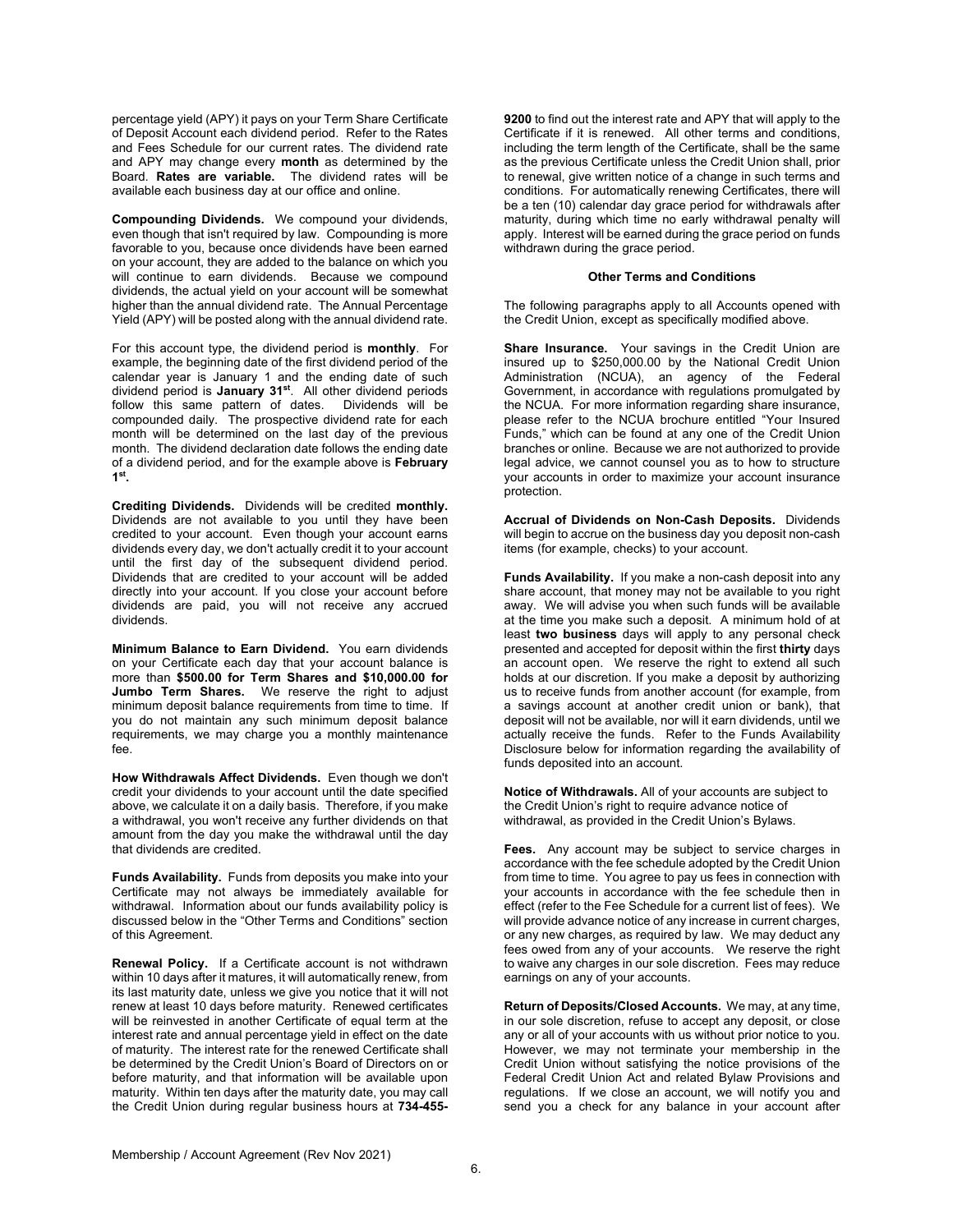percentage yield (APY) it pays on your Term Share Certificate of Deposit Account each dividend period. Refer to the Rates and Fees Schedule for our current rates. The dividend rate and APY may change every **month** as determined by the Board. **Rates are variable.** The dividend rates will be available each business day at our office and online.

**Compounding Dividends.** We compound your dividends, even though that isn't required by law. Compounding is more favorable to you, because once dividends have been earned on your account, they are added to the balance on which you will continue to earn dividends. Because we compound dividends, the actual yield on your account will be somewhat higher than the annual dividend rate. The Annual Percentage Yield (APY) will be posted along with the annual dividend rate.

For this account type, the dividend period is **monthly**. For example, the beginning date of the first dividend period of the calendar year is January 1 and the ending date of such dividend period is **January 31st**. All other dividend periods follow this same pattern of dates. Dividends will be compounded daily. The prospective dividend rate for each month will be determined on the last day of the previous month. The dividend declaration date follows the ending date of a dividend period, and for the example above is **February 1st.**

**Crediting Dividends.** Dividends will be credited **monthly.** Dividends are not available to you until they have been credited to your account. Even though your account earns dividends every day, we don't actually credit it to your account until the first day of the subsequent dividend period. Dividends that are credited to your account will be added directly into your account. If you close your account before dividends are paid, you will not receive any accrued dividends.

**Minimum Balance to Earn Dividend.** You earn dividends on your Certificate each day that your account balance is more than **$500.00 for Term Shares and $10,000.00 for Jumbo Term Shares.** We reserve the right to adjust minimum deposit balance requirements from time to time. If you do not maintain any such minimum deposit balance requirements, we may charge you a monthly maintenance fee.

**How Withdrawals Affect Dividends.** Even though we don't credit your dividends to your account until the date specified above, we calculate it on a daily basis. Therefore, if you make a withdrawal, you won't receive any further dividends on that amount from the day you make the withdrawal until the day that dividends are credited.

**Funds Availability.** Funds from deposits you make into your Certificate may not always be immediately available for withdrawal. Information about our funds availability policy is discussed below in the "Other Terms and Conditions" section of this Agreement.

**Renewal Policy.** If a Certificate account is not withdrawn within 10 days after it matures, it will automatically renew, from its last maturity date, unless we give you notice that it will not renew at least 10 days before maturity. Renewed certificates will be reinvested in another Certificate of equal term at the interest rate and annual percentage yield in effect on the date of maturity. The interest rate for the renewed Certificate shall be determined by the Credit Union's Board of Directors on or before maturity, and that information will be available upon maturity. Within ten days after the maturity date, you may call the Credit Union during regular business hours at **734-455-9200** to find out the interest rate and APY that will apply to the Certificate if it is renewed. All other terms and conditions, including the term length of the Certificate, shall be the same as the previous Certificate unless the Credit Union shall, prior to renewal, give written notice of a change in such terms and conditions. For automatically renewing Certificates, there will be a ten (10) calendar day grace period for withdrawals after maturity, during which time no early withdrawal penalty will apply. Interest will be earned during the grace period on funds withdrawn during the grace period.

## Other Terms and Conditions

The following paragraphs apply to all Accounts opened with the Credit Union, except as specifically modified above.

**Share Insurance.** Your savings in the Credit Union are insured up to $250,000.00 by the National Credit Union Administration (NCUA), an agency of the Federal Government, in accordance with regulations promulgated by the NCUA. For more information regarding share insurance, please refer to the NCUA brochure entitled "Your Insured Funds," which can be found at any one of the Credit Union branches or online. Because we are not authorized to provide legal advice, we cannot counsel you as to how to structure your accounts in order to maximize your account insurance protection.

**Accrual of Dividends on Non-Cash Deposits.** Dividends will begin to accrue on the business day you deposit non-cash items (for example, checks) to your account.

**Funds Availability.** If you make a non-cash deposit into any share account, that money may not be available to you right away. We will advise you when such funds will be available at the time you make such a deposit. A minimum hold of at least **two business** days will apply to any personal check presented and accepted for deposit within the first **thirty** days an account open. We reserve the right to extend all such holds at our discretion. If you make a deposit by authorizing us to receive funds from another account (for example, from a savings account at another credit union or bank), that deposit will not be available, nor will it earn dividends, until we actually receive the funds. Refer to the Funds Availability Disclosure below for information regarding the availability of funds deposited into an account.

**Notice of Withdrawals.** All of your accounts are subject to the Credit Union's right to require advance notice of withdrawal, as provided in the Credit Union's Bylaws.

**Fees.** Any account may be subject to service charges in accordance with the fee schedule adopted by the Credit Union from time to time. You agree to pay us fees in connection with your accounts in accordance with the fee schedule then in effect (refer to the Fee Schedule for a current list of fees). We will provide advance notice of any increase in current charges, or any new charges, as required by law. We may deduct any fees owed from any of your accounts. We reserve the right to waive any charges in our sole discretion. Fees may reduce earnings on any of your accounts.

**Return of Deposits/Closed Accounts.** We may, at any time, in our sole discretion, refuse to accept any deposit, or close any or all of your accounts with us without prior notice to you. However, we may not terminate your membership in the Credit Union without satisfying the notice provisions of the Federal Credit Union Act and related Bylaw Provisions and regulations. If we close an account, we will notify you and send you a check for any balance in your account after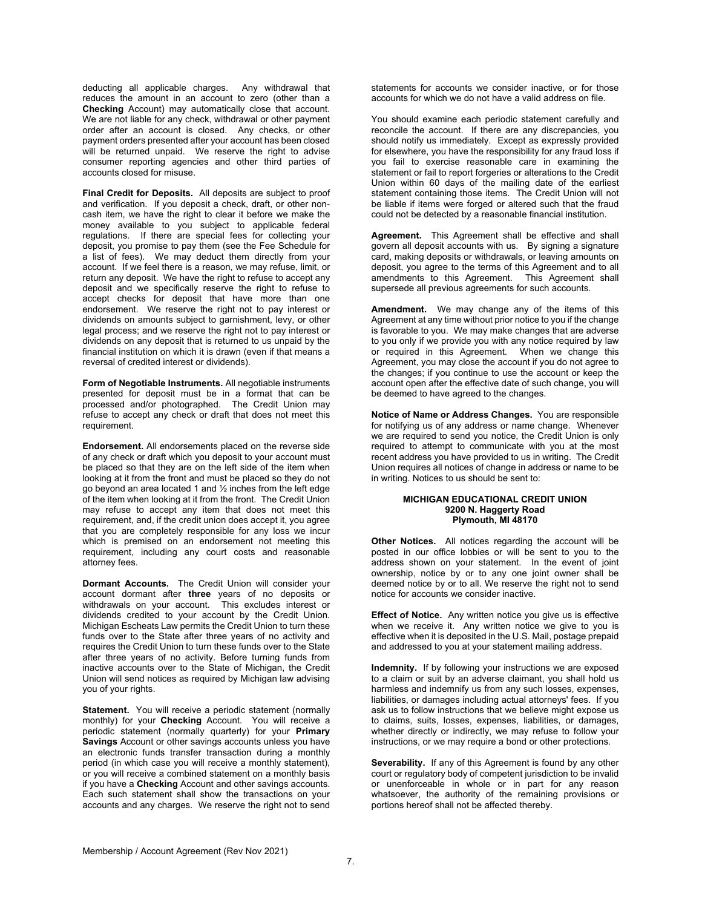deducting all applicable charges. Any withdrawal that reduces the amount in an account to zero (other than a **Checking** Account) may automatically close that account. We are not liable for any check, withdrawal or other payment order after an account is closed. Any checks, or other payment orders presented after your account has been closed will be returned unpaid. We reserve the right to advise consumer reporting agencies and other third parties of accounts closed for misuse.

**Final Credit for Deposits.** All deposits are subject to proof and verification. If you deposit a check, draft, or other non-cash item, we have the right to clear it before we make the money available to you subject to applicable federal regulations. If there are special fees for collecting your deposit, you promise to pay them (see the Fee Schedule for a list of fees). We may deduct them directly from your account. If we feel there is a reason, we may refuse, limit, or return any deposit. We have the right to refuse to accept any deposit and we specifically reserve the right to refuse to accept checks for deposit that have more than one endorsement. We reserve the right not to pay interest or dividends on amounts subject to garnishment, levy, or other legal process; and we reserve the right not to pay interest or dividends on any deposit that is returned to us unpaid by the financial institution on which it is drawn (even if that means a reversal of credited interest or dividends).

**Form of Negotiable Instruments.** All negotiable instruments presented for deposit must be in a format that can be processed and/or photographed. The Credit Union may refuse to accept any check or draft that does not meet this requirement.

**Endorsement.** All endorsements placed on the reverse side of any check or draft which you deposit to your account must be placed so that they are on the left side of the item when looking at it from the front and must be placed so they do not go beyond an area located 1 and ½ inches from the left edge of the item when looking at it from the front. The Credit Union may refuse to accept any item that does not meet this requirement, and, if the credit union does accept it, you agree that you are completely responsible for any loss we incur which is premised on an endorsement not meeting this requirement, including any court costs and reasonable attorney fees.

**Dormant Accounts.** The Credit Union will consider your account dormant after **three** years of no deposits or withdrawals on your account. This excludes interest or dividends credited to your account by the Credit Union. Michigan Escheats Law permits the Credit Union to turn these funds over to the State after three years of no activity and requires the Credit Union to turn these funds over to the State after three years of no activity. Before turning funds from inactive accounts over to the State of Michigan, the Credit Union will send notices as required by Michigan law advising you of your rights.

**Statement.** You will receive a periodic statement (normally monthly) for your **Checking** Account. You will receive a periodic statement (normally quarterly) for your **Primary Savings** Account or other savings accounts unless you have an electronic funds transfer transaction during a monthly period (in which case you will receive a monthly statement), or you will receive a combined statement on a monthly basis if you have a **Checking** Account and other savings accounts. Each such statement shall show the transactions on your accounts and any charges. We reserve the right not to send statements for accounts we consider inactive, or for those accounts for which we do not have a valid address on file.

You should examine each periodic statement carefully and reconcile the account. If there are any discrepancies, you should notify us immediately. Except as expressly provided for elsewhere, you have the responsibility for any fraud loss if you fail to exercise reasonable care in examining the statement or fail to report forgeries or alterations to the Credit Union within 60 days of the mailing date of the earliest statement containing those items. The Credit Union will not be liable if items were forged or altered such that the fraud could not be detected by a reasonable financial institution.

**Agreement.** This Agreement shall be effective and shall govern all deposit accounts with us. By signing a signature card, making deposits or withdrawals, or leaving amounts on deposit, you agree to the terms of this Agreement and to all amendments to this Agreement. This Agreement shall supersede all previous agreements for such accounts.

**Amendment.** We may change any of the items of this Agreement at any time without prior notice to you if the change is favorable to you. We may make changes that are adverse to you only if we provide you with any notice required by law or required in this Agreement. When we change this Agreement, you may close the account if you do not agree to the changes; if you continue to use the account or keep the account open after the effective date of such change, you will be deemed to have agreed to the changes.

**Notice of Name or Address Changes.** You are responsible for notifying us of any address or name change. Whenever we are required to send you notice, the Credit Union is only required to attempt to communicate with you at the most recent address you have provided to us in writing. The Credit Union requires all notices of change in address or name to be in writing. Notices to us should be sent to:

**MICHIGAN EDUCATIONAL CREDIT UNION**
**9200 N. Haggerty Road**
**Plymouth, MI 48170**

**Other Notices.** All notices regarding the account will be posted in our office lobbies or will be sent to you to the address shown on your statement. In the event of joint ownership, notice by or to any one joint owner shall be deemed notice by or to all. We reserve the right not to send notice for accounts we consider inactive.

**Effect of Notice.** Any written notice you give us is effective when we receive it. Any written notice we give to you is effective when it is deposited in the U.S. Mail, postage prepaid and addressed to you at your statement mailing address.

**Indemnity.** If by following your instructions we are exposed to a claim or suit by an adverse claimant, you shall hold us harmless and indemnify us from any such losses, expenses, liabilities, or damages including actual attorneys' fees. If you ask us to follow instructions that we believe might expose us to claims, suits, losses, expenses, liabilities, or damages, whether directly or indirectly, we may refuse to follow your instructions, or we may require a bond or other protections.

**Severability.** If any of this Agreement is found by any other court or regulatory body of competent jurisdiction to be invalid or unenforceable in whole or in part for any reason whatsoever, the authority of the remaining provisions or portions hereof shall not be affected thereby.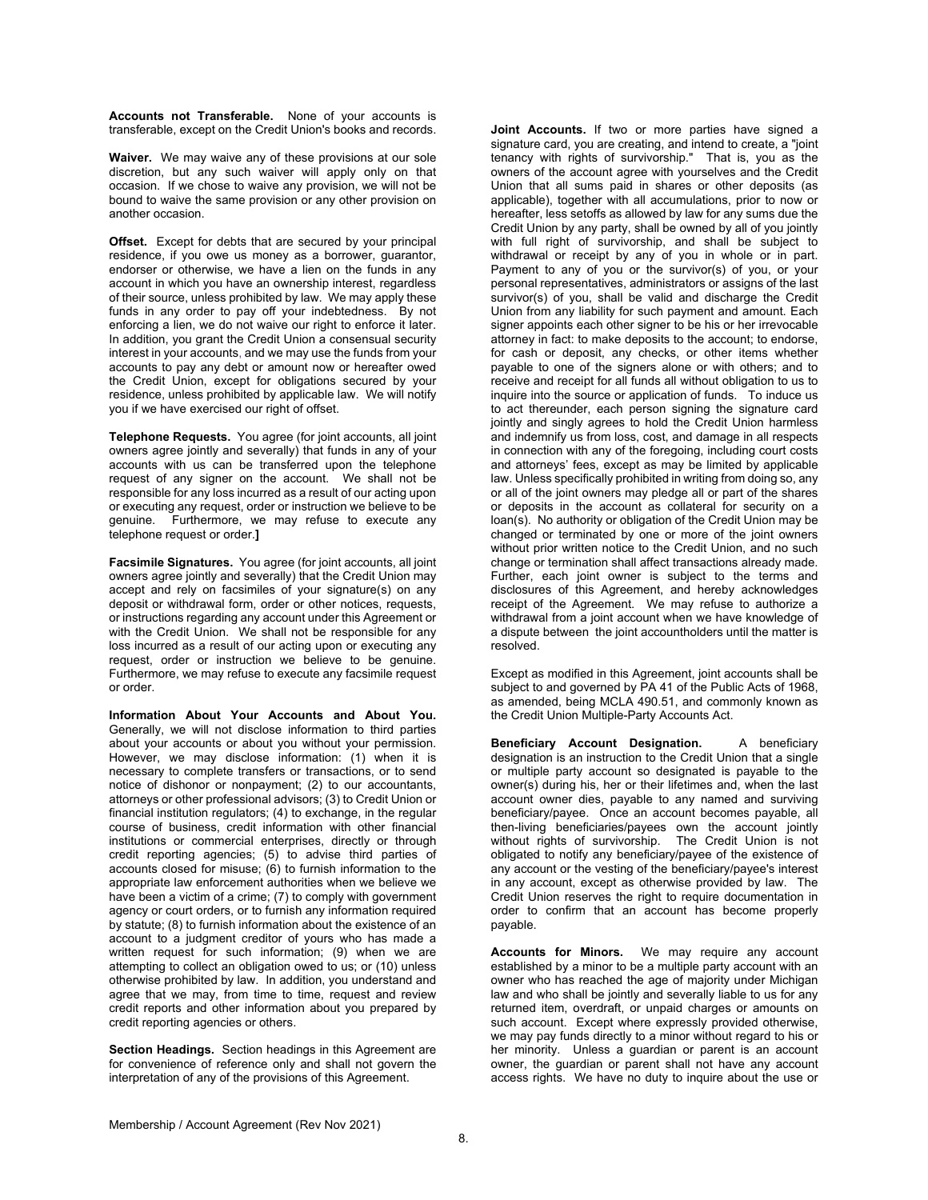**Accounts not Transferable.** None of your accounts is transferable, except on the Credit Union's books and records.

**Waiver.** We may waive any of these provisions at our sole discretion, but any such waiver will apply only on that occasion. If we chose to waive any provision, we will not be bound to waive the same provision or any other provision on another occasion.

**Offset.** Except for debts that are secured by your principal residence, if you owe us money as a borrower, guarantor, endorser or otherwise, we have a lien on the funds in any account in which you have an ownership interest, regardless of their source, unless prohibited by law. We may apply these funds in any order to pay off your indebtedness. By not enforcing a lien, we do not waive our right to enforce it later. In addition, you grant the Credit Union a consensual security interest in your accounts, and we may use the funds from your accounts to pay any debt or amount now or hereafter owed the Credit Union, except for obligations secured by your residence, unless prohibited by applicable law. We will notify you if we have exercised our right of offset.

**Telephone Requests.** You agree (for joint accounts, all joint owners agree jointly and severally) that funds in any of your accounts with us can be transferred upon the telephone request of any signer on the account. We shall not be responsible for any loss incurred as a result of our acting upon or executing any request, order or instruction we believe to be genuine. Furthermore, we may refuse to execute any telephone request or order.**]**

**Facsimile Signatures.** You agree (for joint accounts, all joint owners agree jointly and severally) that the Credit Union may accept and rely on facsimiles of your signature(s) on any deposit or withdrawal form, order or other notices, requests, or instructions regarding any account under this Agreement or with the Credit Union. We shall not be responsible for any loss incurred as a result of our acting upon or executing any request, order or instruction we believe to be genuine. Furthermore, we may refuse to execute any facsimile request or order.

**Information About Your Accounts and About You.** Generally, we will not disclose information to third parties about your accounts or about you without your permission. However, we may disclose information: (1) when it is necessary to complete transfers or transactions, or to send notice of dishonor or nonpayment; (2) to our accountants, attorneys or other professional advisors; (3) to Credit Union or financial institution regulators; (4) to exchange, in the regular course of business, credit information with other financial institutions or commercial enterprises, directly or through credit reporting agencies; (5) to advise third parties of accounts closed for misuse; (6) to furnish information to the appropriate law enforcement authorities when we believe we have been a victim of a crime; (7) to comply with government agency or court orders, or to furnish any information required by statute; (8) to furnish information about the existence of an account to a judgment creditor of yours who has made a written request for such information; (9) when we are attempting to collect an obligation owed to us; or (10) unless otherwise prohibited by law. In addition, you understand and agree that we may, from time to time, request and review credit reports and other information about you prepared by credit reporting agencies or others.

**Section Headings.** Section headings in this Agreement are for convenience of reference only and shall not govern the interpretation of any of the provisions of this Agreement.

**Joint Accounts.** If two or more parties have signed a signature card, you are creating, and intend to create, a "joint tenancy with rights of survivorship." That is, you as the owners of the account agree with yourselves and the Credit Union that all sums paid in shares or other deposits (as applicable), together with all accumulations, prior to now or hereafter, less setoffs as allowed by law for any sums due the Credit Union by any party, shall be owned by all of you jointly with full right of survivorship, and shall be subject to withdrawal or receipt by any of you in whole or in part. Payment to any of you or the survivor(s) of you, or your personal representatives, administrators or assigns of the last survivor(s) of you, shall be valid and discharge the Credit Union from any liability for such payment and amount. Each signer appoints each other signer to be his or her irrevocable attorney in fact: to make deposits to the account; to endorse, for cash or deposit, any checks, or other items whether payable to one of the signers alone or with others; and to receive and receipt for all funds all without obligation to us to inquire into the source or application of funds. To induce us to act thereunder, each person signing the signature card jointly and singly agrees to hold the Credit Union harmless and indemnify us from loss, cost, and damage in all respects in connection with any of the foregoing, including court costs and attorneys' fees, except as may be limited by applicable law. Unless specifically prohibited in writing from doing so, any or all of the joint owners may pledge all or part of the shares or deposits in the account as collateral for security on a loan(s). No authority or obligation of the Credit Union may be changed or terminated by one or more of the joint owners without prior written notice to the Credit Union, and no such change or termination shall affect transactions already made. Further, each joint owner is subject to the terms and disclosures of this Agreement, and hereby acknowledges receipt of the Agreement. We may refuse to authorize a withdrawal from a joint account when we have knowledge of a dispute between the joint accountholders until the matter is resolved.

Except as modified in this Agreement, joint accounts shall be subject to and governed by PA 41 of the Public Acts of 1968, as amended, being MCLA 490.51, and commonly known as the Credit Union Multiple-Party Accounts Act.

**Beneficiary Account Designation.** A beneficiary designation is an instruction to the Credit Union that a single or multiple party account so designated is payable to the owner(s) during his, her or their lifetimes and, when the last account owner dies, payable to any named and surviving beneficiary/payee. Once an account becomes payable, all then-living beneficiaries/payees own the account jointly without rights of survivorship. The Credit Union is not obligated to notify any beneficiary/payee of the existence of any account or the vesting of the beneficiary/payee's interest in any account, except as otherwise provided by law. The Credit Union reserves the right to require documentation in order to confirm that an account has become properly payable.

**Accounts for Minors.** We may require any account established by a minor to be a multiple party account with an owner who has reached the age of majority under Michigan law and who shall be jointly and severally liable to us for any returned item, overdraft, or unpaid charges or amounts on such account. Except where expressly provided otherwise, we may pay funds directly to a minor without regard to his or her minority. Unless a guardian or parent is an account owner, the guardian or parent shall not have any account access rights. We have no duty to inquire about the use or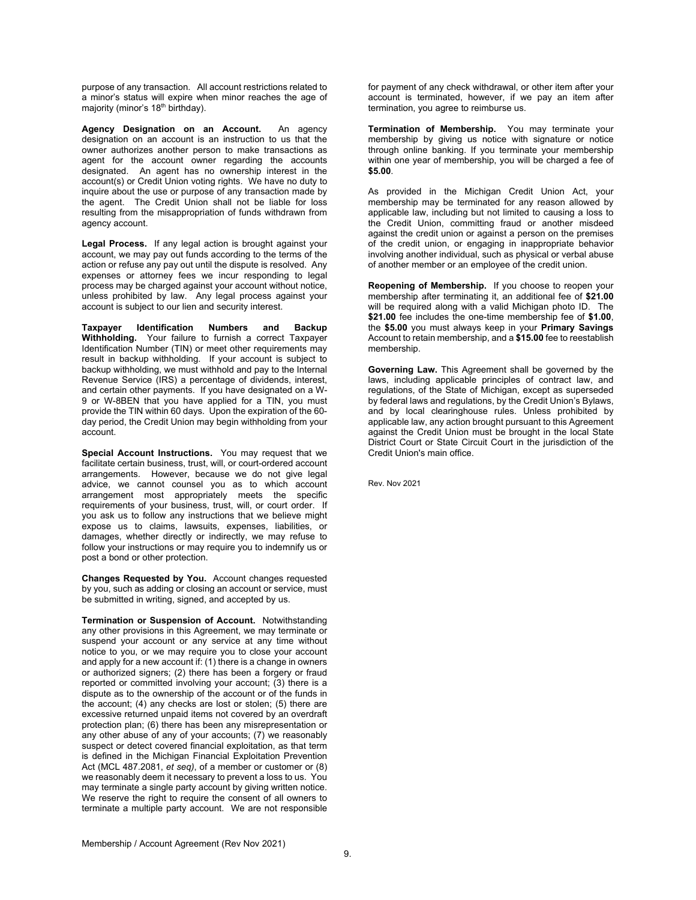purpose of any transaction. All account restrictions related to a minor's status will expire when minor reaches the age of majority (minor's 18th birthday).

**Agency Designation on an Account.** An agency designation on an account is an instruction to us that the owner authorizes another person to make transactions as agent for the account owner regarding the accounts designated. An agent has no ownership interest in the account(s) or Credit Union voting rights. We have no duty to inquire about the use or purpose of any transaction made by the agent. The Credit Union shall not be liable for loss resulting from the misappropriation of funds withdrawn from agency account.

**Legal Process.** If any legal action is brought against your account, we may pay out funds according to the terms of the action or refuse any pay out until the dispute is resolved. Any expenses or attorney fees we incur responding to legal process may be charged against your account without notice, unless prohibited by law. Any legal process against your account is subject to our lien and security interest.

**Taxpayer Identification Numbers and Backup Withholding.** Your failure to furnish a correct Taxpayer Identification Number (TIN) or meet other requirements may result in backup withholding. If your account is subject to backup withholding, we must withhold and pay to the Internal Revenue Service (IRS) a percentage of dividends, interest, and certain other payments. If you have designated on a W-9 or W-8BEN that you have applied for a TIN, you must provide the TIN within 60 days. Upon the expiration of the 60-day period, the Credit Union may begin withholding from your account.

**Special Account Instructions.** You may request that we facilitate certain business, trust, will, or court-ordered account arrangements. However, because we do not give legal advice, we cannot counsel you as to which account arrangement most appropriately meets the specific requirements of your business, trust, will, or court order. If you ask us to follow any instructions that we believe might expose us to claims, lawsuits, expenses, liabilities, or damages, whether directly or indirectly, we may refuse to follow your instructions or may require you to indemnify us or post a bond or other protection.

**Changes Requested by You.** Account changes requested by you, such as adding or closing an account or service, must be submitted in writing, signed, and accepted by us.

**Termination or Suspension of Account.** Notwithstanding any other provisions in this Agreement, we may terminate or suspend your account or any service at any time without notice to you, or we may require you to close your account and apply for a new account if: (1) there is a change in owners or authorized signers; (2) there has been a forgery or fraud reported or committed involving your account; (3) there is a dispute as to the ownership of the account or of the funds in the account; (4) any checks are lost or stolen; (5) there are excessive returned unpaid items not covered by an overdraft protection plan; (6) there has been any misrepresentation or any other abuse of any of your accounts; (7) we reasonably suspect or detect covered financial exploitation, as that term is defined in the Michigan Financial Exploitation Prevention Act (MCL 487.2081, *et seq)*, of a member or customer or (8) we reasonably deem it necessary to prevent a loss to us. You may terminate a single party account by giving written notice. We reserve the right to require the consent of all owners to terminate a multiple party account. We are not responsible for payment of any check withdrawal, or other item after your account is terminated, however, if we pay an item after termination, you agree to reimburse us.

**Termination of Membership.** You may terminate your membership by giving us notice with signature or notice through online banking. If you terminate your membership within one year of membership, you will be charged a fee of **$5.00**.

As provided in the Michigan Credit Union Act, your membership may be terminated for any reason allowed by applicable law, including but not limited to causing a loss to the Credit Union, committing fraud or another misdeed against the credit union or against a person on the premises of the credit union, or engaging in inappropriate behavior involving another individual, such as physical or verbal abuse of another member or an employee of the credit union.

**Reopening of Membership.** If you choose to reopen your membership after terminating it, an additional fee of **$21.00** will be required along with a valid Michigan photo ID. The **$21.00** fee includes the one-time membership fee of **$1.00**, the **$5.00** you must always keep in your **Primary Savings** Account to retain membership, and a **$15.00** fee to reestablish membership.

**Governing Law.** This Agreement shall be governed by the laws, including applicable principles of contract law, and regulations, of the State of Michigan, except as superseded by federal laws and regulations, by the Credit Union's Bylaws, and by local clearinghouse rules. Unless prohibited by applicable law, any action brought pursuant to this Agreement against the Credit Union must be brought in the local State District Court or State Circuit Court in the jurisdiction of the Credit Union's main office.

Rev. Nov 2021